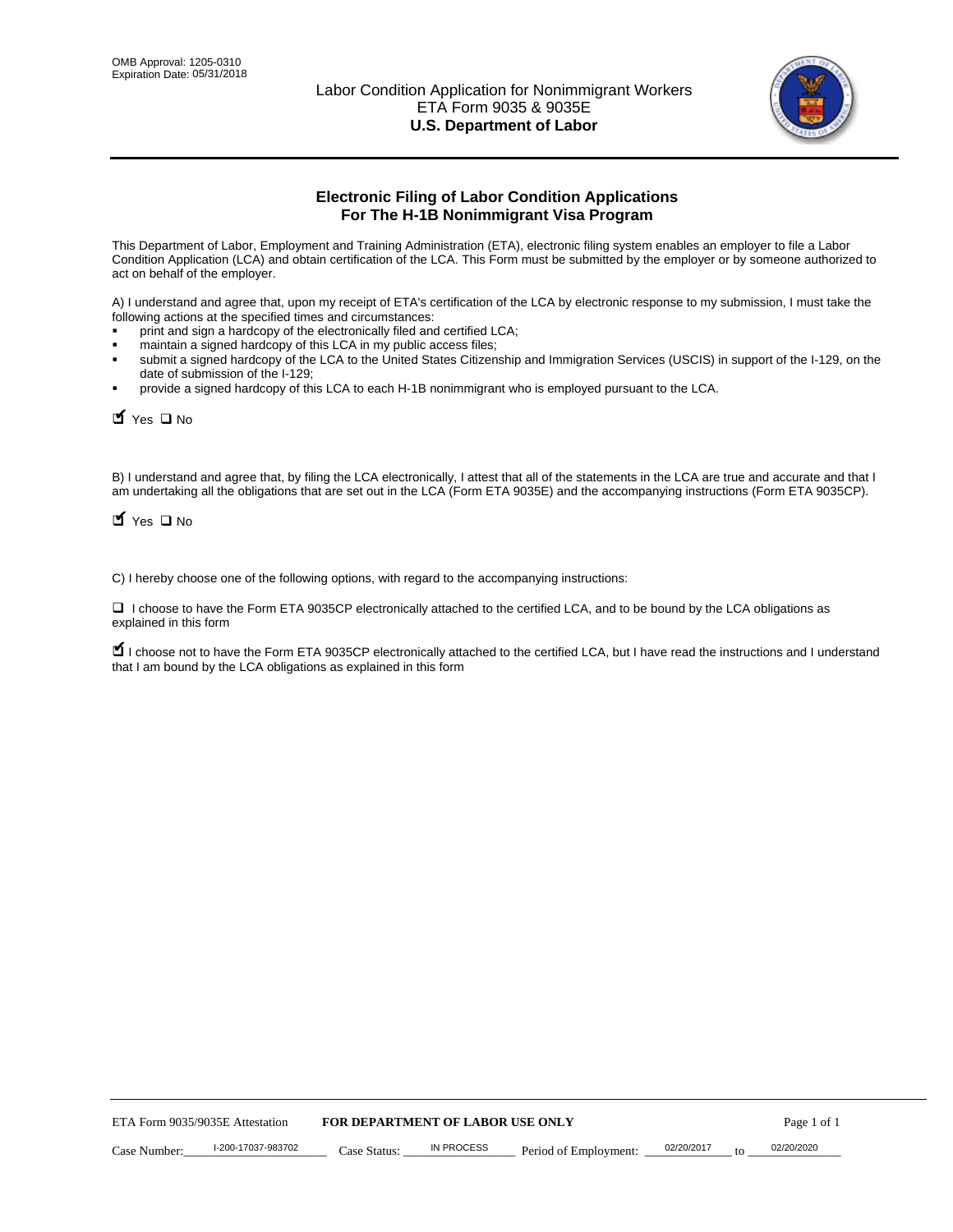OMB Approval: 1205-0310
Expiration Date: 05/31/2018

Labor Condition Application for Nonimmigrant Workers
ETA Form 9035 & 9035E
**U.S. Department of Labor**

## Electronic Filing of Labor Condition Applications For The H-1B Nonimmigrant Visa Program

This Department of Labor, Employment and Training Administration (ETA), electronic filing system enables an employer to file a Labor Condition Application (LCA) and obtain certification of the LCA. This Form must be submitted by the employer or by someone authorized to act on behalf of the employer.

A) I understand and agree that, upon my receipt of ETA's certification of the LCA by electronic response to my submission, I must take the following actions at the specified times and circumstances:

- print and sign a hardcopy of the electronically filed and certified LCA;
- maintain a signed hardcopy of this LCA in my public access files;
- submit a signed hardcopy of the LCA to the United States Citizenship and Immigration Services (USCIS) in support of the I-129, on the date of submission of the I-129;
- provide a signed hardcopy of this LCA to each H-1B nonimmigrant who is employed pursuant to the LCA.

☑ Yes ☐ No

B) I understand and agree that, by filing the LCA electronically, I attest that all of the statements in the LCA are true and accurate and that I am undertaking all the obligations that are set out in the LCA (Form ETA 9035E) and the accompanying instructions (Form ETA 9035CP).

☑ Yes ☐ No

C) I hereby choose one of the following options, with regard to the accompanying instructions:

☐ I choose to have the Form ETA 9035CP electronically attached to the certified LCA, and to be bound by the LCA obligations as explained in this form

☑ I choose not to have the Form ETA 9035CP electronically attached to the certified LCA, but I have read the instructions and I understand that I am bound by the LCA obligations as explained in this form

ETA Form 9035/9035E Attestation **FOR DEPARTMENT OF LABOR USE ONLY**

Case Number: I-200-17037-983702 Case Status: IN PROCESS Period of Employment: 02/20/2017 to 02/20/2020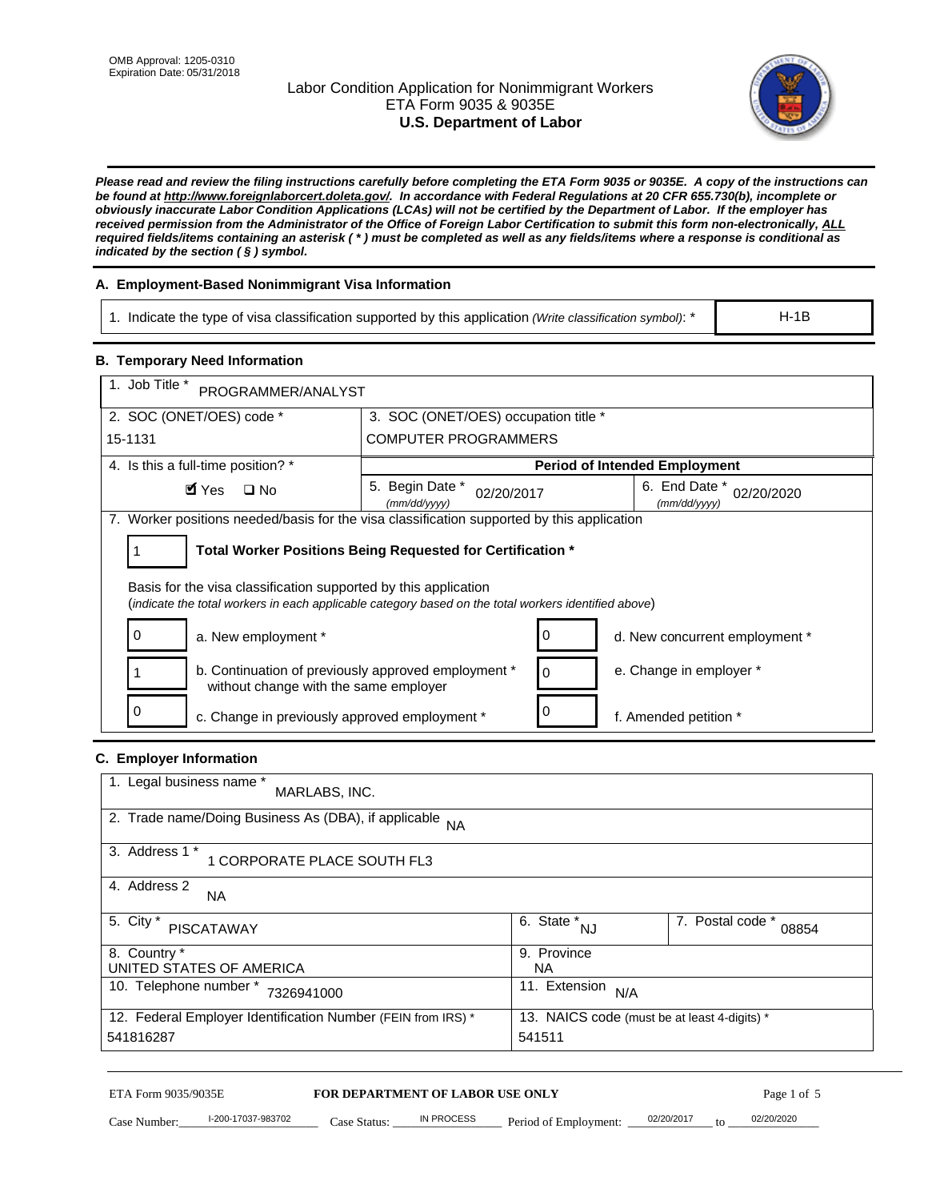OMB Approval: 1205-0310
Expiration Date: 05/31/2018

# Labor Condition Application for Nonimmigrant Workers
## ETA Form 9035 & 9035E
## U.S. Department of Labor

***Please read and review the filing instructions carefully before completing the ETA Form 9035 or 9035E. A copy of the instructions can be found at http://www.foreignlaborcert.doleta.gov/. In accordance with Federal Regulations at 20 CFR 655.730(b), incomplete or obviously inaccurate Labor Condition Applications (LCAs) will not be certified by the Department of Labor. If the employer has received permission from the Administrator of the Office of Foreign Labor Certification to submit this form non-electronically, ALL required fields/items containing an asterisk ( * ) must be completed as well as any fields/items where a response is conditional as indicated by the section ( § ) symbol.***

### A. Employment-Based Nonimmigrant Visa Information

| 1. Indicate the type of visa classification supported by this application *(Write classification symbol)*: * | H-1B |
|---|---|

### B. Temporary Need Information

| 1. Job Title * PROGRAMMER/ANALYST | | |
|---|---|---|
| 2. SOC (ONET/OES) code * 15-1131 | 3. SOC (ONET/OES) occupation title * COMPUTER PROGRAMMERS | |
| 4. Is this a full-time position? * ☑ Yes ☐ No | **Period of Intended Employment** | |
| | 5. Begin Date * *(mm/dd/yyyy)* 02/20/2017 | 6. End Date * *(mm/dd/yyyy)* 02/20/2020 |

7. Worker positions needed/basis for the visa classification supported by this application

1 — **Total Worker Positions Being Requested for Certification ***

Basis for the visa classification supported by this application
(*indicate the total workers in each applicable category based on the total workers identified above*)

| | | | |
|---|---|---|---|
| 0 | a. New employment * | 0 | d. New concurrent employment * |
| 1 | b. Continuation of previously approved employment * without change with the same employer | 0 | e. Change in employer * |
| 0 | c. Change in previously approved employment * | 0 | f. Amended petition * |

### C. Employer Information

| 1. Legal business name * MARLABS, INC. | | |
|---|---|---|
| 2. Trade name/Doing Business As (DBA), if applicable NA | | |
| 3. Address 1 * 1 CORPORATE PLACE SOUTH FL3 | | |
| 4. Address 2 NA | | |
| 5. City * PISCATAWAY | 6. State * NJ | 7. Postal code * 08854 |
| 8. Country * UNITED STATES OF AMERICA | 9. Province NA | |
| 10. Telephone number * 7326941000 | 11. Extension N/A | |
| 12. Federal Employer Identification Number (FEIN from IRS) * 541816287 | 13. NAICS code (must be at least 4-digits) * 541511 | |

ETA Form 9035/9035E — **FOR DEPARTMENT OF LABOR USE ONLY**

Case Number: I-200-17037-983702 Case Status: IN PROCESS Period of Employment: 02/20/2017 to 02/20/2020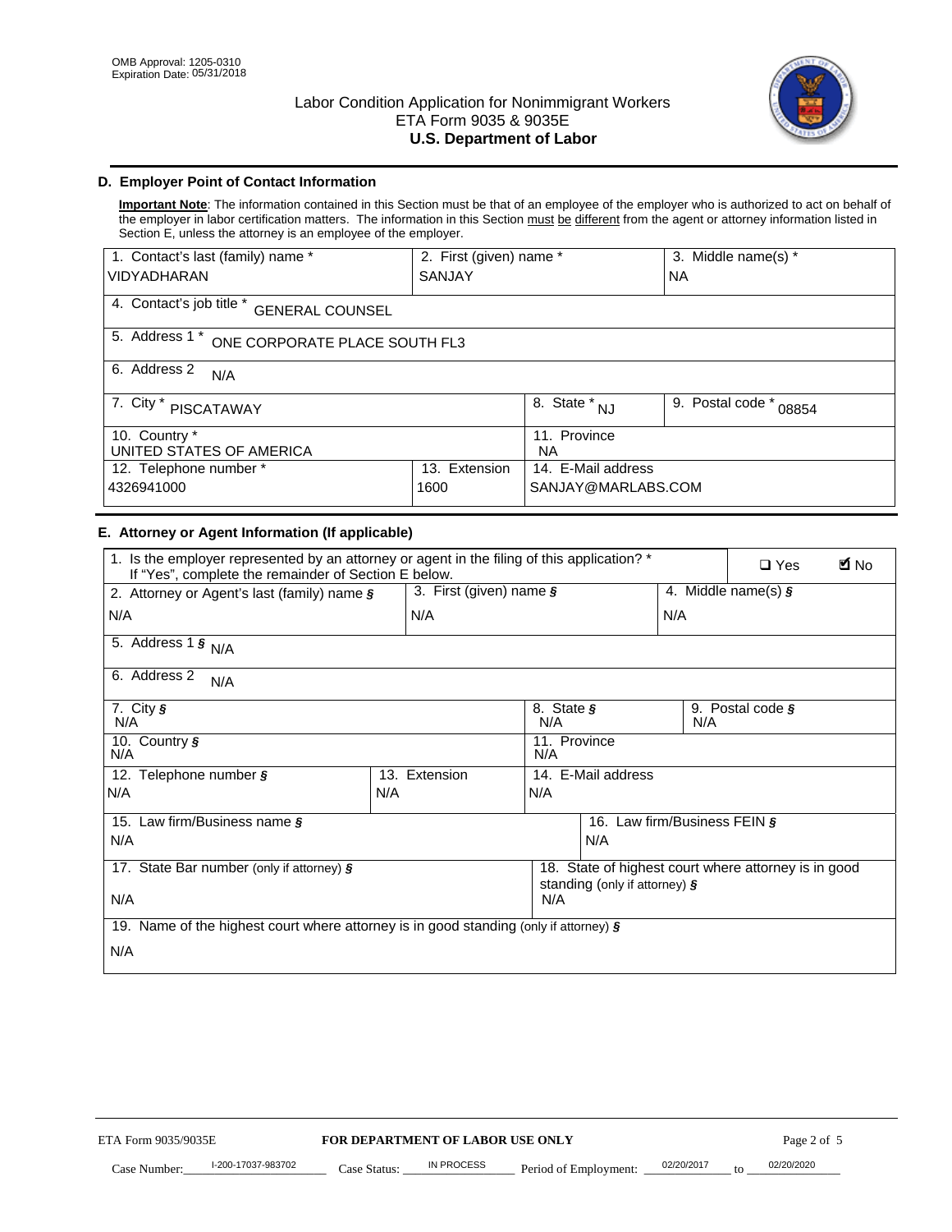OMB Approval: 1205-0310
Expiration Date: 05/31/2018

# Labor Condition Application for Nonimmigrant Workers
ETA Form 9035 & 9035E
**U.S. Department of Labor**

## D. Employer Point of Contact Information

**Important Note**: The information contained in this Section must be that of an employee of the employer who is authorized to act on behalf of the employer in labor certification matters. The information in this Section must be different from the agent or attorney information listed in Section E, unless the attorney is an employee of the employer.

| 1. Contact's last (family) name * | 2. First (given) name * | 3. Middle name(s) * |
|---|---|---|
| VIDYADHARAN | SANJAY | NA |

4. Contact's job title * GENERAL COUNSEL

5. Address 1 * ONE CORPORATE PLACE SOUTH FL3

6. Address 2 N/A

| 7. City * | 8. State * | 9. Postal code * |
|---|---|---|
| PISCATAWAY | NJ | 08854 |

| 10. Country * | 11. Province |
|---|---|
| UNITED STATES OF AMERICA | NA |

| 12. Telephone number * | 13. Extension | 14. E-Mail address |
|---|---|---|
| 4326941000 | 1600 | SANJAY@MARLABS.COM |

## E. Attorney or Agent Information (If applicable)

1. Is the employer represented by an attorney or agent in the filing of this application? * If "Yes", complete the remainder of Section E below. ☐ Yes ☑ No

| 2. Attorney or Agent's last (family) name § | 3. First (given) name § | 4. Middle name(s) § |
|---|---|---|
| N/A | N/A | N/A |

5. Address 1 § N/A

6. Address 2 N/A

| 7. City § | 8. State § | 9. Postal code § |
|---|---|---|
| N/A | N/A | N/A |

| 10. Country § | 11. Province |
|---|---|
| N/A | N/A |

| 12. Telephone number § | 13. Extension | 14. E-Mail address |
|---|---|---|
| N/A | N/A | N/A |

| 15. Law firm/Business name § | 16. Law firm/Business FEIN § |
|---|---|
| N/A | N/A |

| 17. State Bar number (only if attorney) § | 18. State of highest court where attorney is in good standing (only if attorney) § |
|---|---|
| N/A | N/A |

19. Name of the highest court where attorney is in good standing (only if attorney) §

N/A

ETA Form 9035/9035E **FOR DEPARTMENT OF LABOR USE ONLY**

Case Number: I-200-17037-983702 Case Status: IN PROCESS Period of Employment: 02/20/2017 to 02/20/2020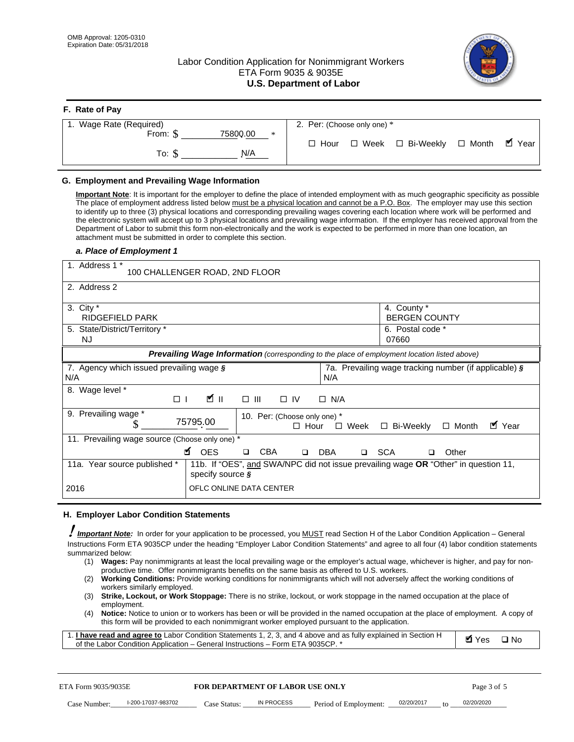OMB Approval: 1205-0310
Expiration Date: 05/31/2018

# Labor Condition Application for Nonimmigrant Workers
## ETA Form 9035 & 9035E
## U.S. Department of Labor

### F. Rate of Pay

| 1. Wage Rate (Required) | 2. Per: (Choose only one) * |
|---|---|
| From: $ 75800.00 * | ☐ Hour ☐ Week ☐ Bi-Weekly ☐ Month ☑ Year |
| To: $ N/A | |

### G. Employment and Prevailing Wage Information

**Important Note**: It is important for the employer to define the place of intended employment with as much geographic specificity as possible The place of employment address listed below must be a physical location and cannot be a P.O. Box. The employer may use this section to identify up to three (3) physical locations and corresponding prevailing wages covering each location where work will be performed and the electronic system will accept up to 3 physical locations and prevailing wage information. If the employer has received approval from the Department of Labor to submit this form non-electronically and the work is expected to be performed in more than one location, an attachment must be submitted in order to complete this section.

#### *a. Place of Employment 1*

| | |
|---|---|
| 1. Address 1 * 100 CHALLENGER ROAD, 2ND FLOOR | |
| 2. Address 2 | |
| 3. City * RIDGEFIELD PARK | 4. County * BERGEN COUNTY |
| 5. State/District/Territory * NJ | 6. Postal code * 07660 |

***Prevailing Wage Information*** *(corresponding to the place of employment location listed above)*

| | |
|---|---|
| 7. Agency which issued prevailing wage § N/A | 7a. Prevailing wage tracking number (if applicable) § N/A |
| 8. Wage level * ☐ I ☑ II ☐ III ☐ IV ☐ N/A | |
| 9. Prevailing wage * $ 75795.00 | 10. Per: (Choose only one) * ☐ Hour ☐ Week ☐ Bi-Weekly ☐ Month ☑ Year |
| 11. Prevailing wage source (Choose only one) * ☑ OES ☐ CBA ☐ DBA ☐ SCA ☐ Other | |
| 11a. Year source published * 2016 | 11b. If "OES", and SWA/NPC did not issue prevailing wage OR "Other" in question 11, specify source § OFLC ONLINE DATA CENTER |

### H. Employer Labor Condition Statements

***Important Note:*** In order for your application to be processed, you MUST read Section H of the Labor Condition Application – General Instructions Form ETA 9035CP under the heading "Employer Labor Condition Statements" and agree to all four (4) labor condition statements summarized below:

(1) **Wages:** Pay nonimmigrants at least the local prevailing wage or the employer's actual wage, whichever is higher, and pay for non-productive time. Offer nonimmigrants benefits on the same basis as offered to U.S. workers.
(2) **Working Conditions:** Provide working conditions for nonimmigrants which will not adversely affect the working conditions of workers similarly employed.
(3) **Strike, Lockout, or Work Stoppage:** There is no strike, lockout, or work stoppage in the named occupation at the place of employment.
(4) **Notice:** Notice to union or to workers has been or will be provided in the named occupation at the place of employment. A copy of this form will be provided to each nonimmigrant worker employed pursuant to the application.

| | |
|---|---|
| 1. **I have read and agree to** Labor Condition Statements 1, 2, 3, and 4 above and as fully explained in Section H of the Labor Condition Application – General Instructions – Form ETA 9035CP. * | ☑ Yes ☐ No |

ETA Form 9035/9035E **FOR DEPARTMENT OF LABOR USE ONLY**

Case Number: I-200-17037-983702 Case Status: IN PROCESS Period of Employment: 02/20/2017 to 02/20/2020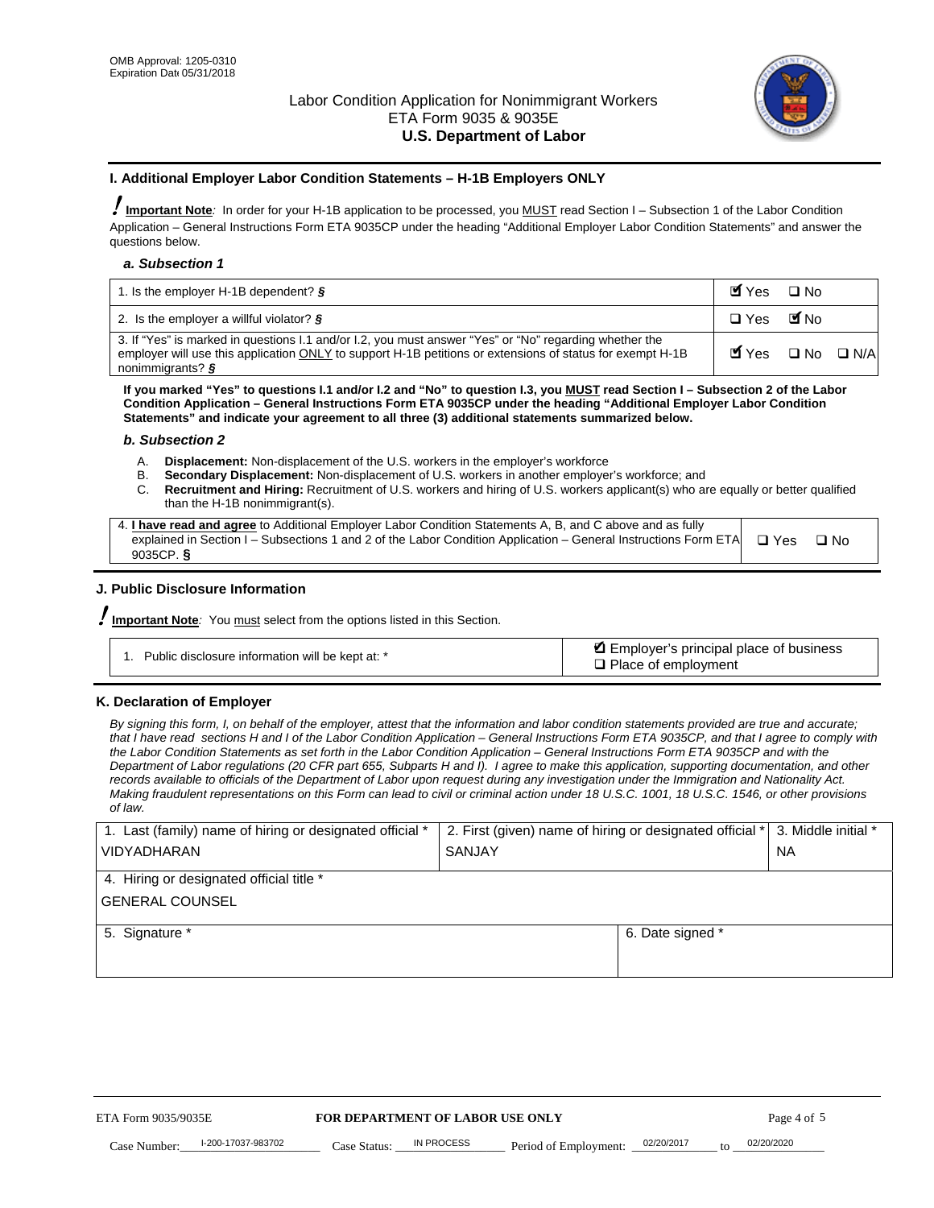Labor Condition Application for Nonimmigrant Workers
ETA Form 9035 & 9035E
**U.S. Department of Labor**

OMB Approval: 1205-0310
Expiration Date 05/31/2018

## I. Additional Employer Labor Condition Statements – H-1B Employers ONLY

**Important Note**: In order for your H-1B application to be processed, you MUST read Section I – Subsection 1 of the Labor Condition Application – General Instructions Form ETA 9035CP under the heading "Additional Employer Labor Condition Statements" and answer the questions below.

### *a. Subsection 1*

| | |
|---|---|
| 1. Is the employer H-1B dependent? § | ☑ Yes ☐ No |
| 2. Is the employer a willful violator? § | ☐ Yes ☑ No |
| 3. If "Yes" is marked in questions I.1 and/or I.2, you must answer "Yes" or "No" regarding whether the employer will use this application ONLY to support H-1B petitions or extensions of status for exempt H-1B nonimmigrants? § | ☑ Yes ☐ No ☐ N/A |

**If you marked "Yes" to questions I.1 and/or I.2 and "No" to question I.3, you MUST read Section I – Subsection 2 of the Labor Condition Application – General Instructions Form ETA 9035CP under the heading "Additional Employer Labor Condition Statements" and indicate your agreement to all three (3) additional statements summarized below.**

### *b. Subsection 2*

A. **Displacement:** Non-displacement of the U.S. workers in the employer's workforce
B. **Secondary Displacement:** Non-displacement of U.S. workers in another employer's workforce; and
C. **Recruitment and Hiring:** Recruitment of U.S. workers and hiring of U.S. workers applicant(s) who are equally or better qualified than the H-1B nonimmigrant(s).

| | |
|---|---|
| 4. **I have read and agree** to Additional Employer Labor Condition Statements A, B, and C above and as fully explained in Section I – Subsections 1 and 2 of the Labor Condition Application – General Instructions Form ETA 9035CP. § | ☐ Yes ☐ No |

## J. Public Disclosure Information

**Important Note**: You must select from the options listed in this Section.

| | |
|---|---|
| 1. Public disclosure information will be kept at: * | ☑ Employer's principal place of business<br>☐ Place of employment |

## K. Declaration of Employer

*By signing this form, I, on behalf of the employer, attest that the information and labor condition statements provided are true and accurate; that I have read sections H and I of the Labor Condition Application – General Instructions Form ETA 9035CP, and that I agree to comply with the Labor Condition Statements as set forth in the Labor Condition Application – General Instructions Form ETA 9035CP and with the Department of Labor regulations (20 CFR part 655, Subparts H and I). I agree to make this application, supporting documentation, and other records available to officials of the Department of Labor upon request during any investigation under the Immigration and Nationality Act. Making fraudulent representations on this Form can lead to civil or criminal action under 18 U.S.C. 1001, 18 U.S.C. 1546, or other provisions of law.*

| 1. Last (family) name of hiring or designated official * | 2. First (given) name of hiring or designated official * | 3. Middle initial * |
|---|---|---|
| VIDYADHARAN | SANJAY | NA |
| 4. Hiring or designated official title * | | |
| GENERAL COUNSEL | | |
| 5. Signature * | 6. Date signed * | |
| | | |

ETA Form 9035/9035E — **FOR DEPARTMENT OF LABOR USE ONLY**

Case Number: I-200-17037-983702 Case Status: IN PROCESS Period of Employment: 02/20/2017 to 02/20/2020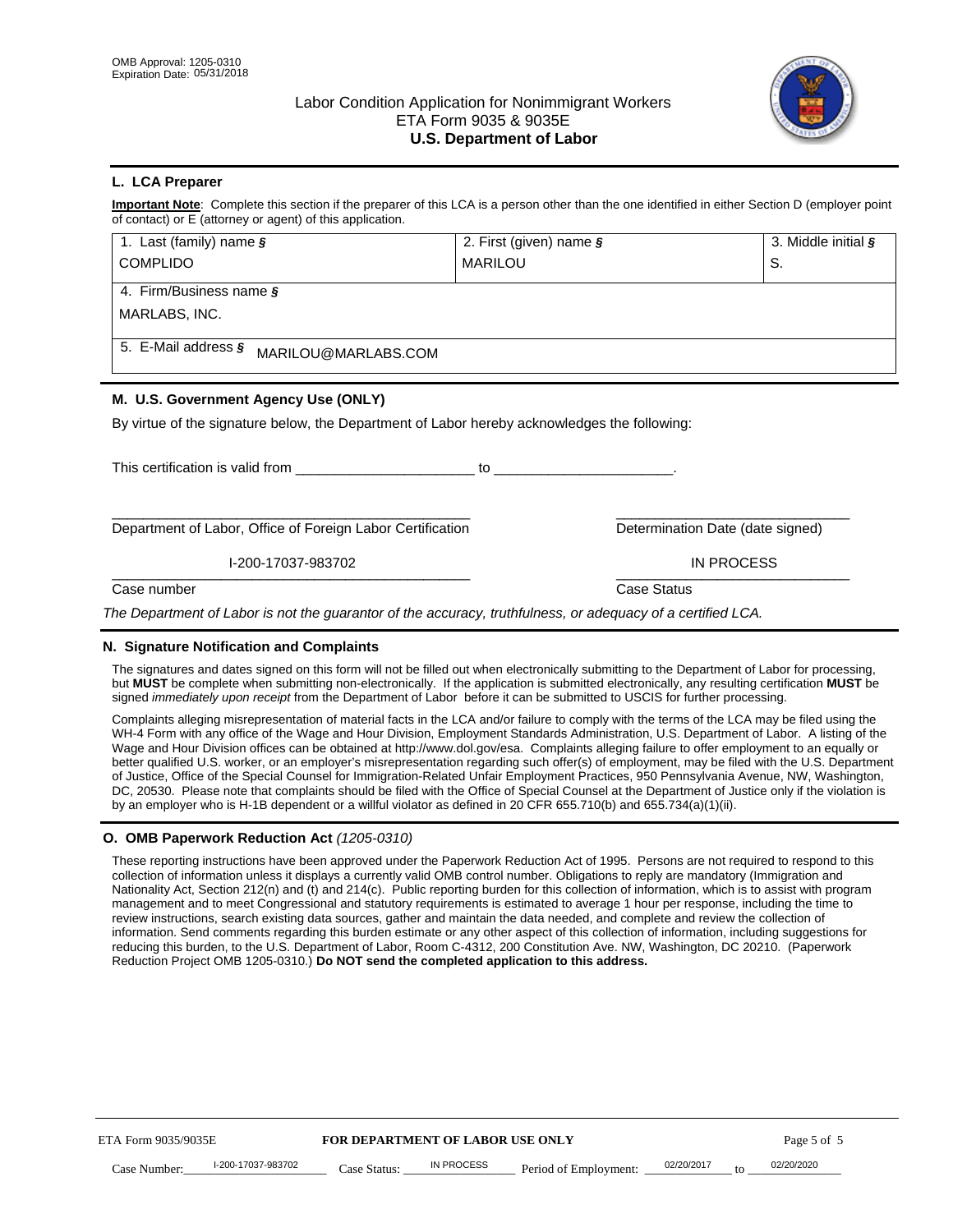OMB Approval: 1205-0310
Expiration Date: 05/31/2018

# Labor Condition Application for Nonimmigrant Workers
ETA Form 9035 & 9035E
**U.S. Department of Labor**

## L. LCA Preparer

**Important Note**: Complete this section if the preparer of this LCA is a person other than the one identified in either Section D (employer point of contact) or E (attorney or agent) of this application.

| 1. Last (family) name § | 2. First (given) name § | 3. Middle initial § |
|---|---|---|
| COMPLIDO | MARILOU | S. |

4. Firm/Business name §
MARLABS, INC.

5. E-Mail address § MARILOU@MARLABS.COM

## M. U.S. Government Agency Use (ONLY)

By virtue of the signature below, the Department of Labor hereby acknowledges the following:

This certification is valid from ______________________ to ______________________.

______________________________________________ ______________________________
Department of Labor, Office of Foreign Labor Certification Determination Date (date signed)

I-200-17037-983702 IN PROCESS
Case number Case Status

*The Department of Labor is not the guarantor of the accuracy, truthfulness, or adequacy of a certified LCA.*

## N. Signature Notification and Complaints

The signatures and dates signed on this form will not be filled out when electronically submitting to the Department of Labor for processing, but **MUST** be complete when submitting non-electronically. If the application is submitted electronically, any resulting certification **MUST** be signed *immediately upon receipt* from the Department of Labor before it can be submitted to USCIS for further processing.

Complaints alleging misrepresentation of material facts in the LCA and/or failure to comply with the terms of the LCA may be filed using the WH-4 Form with any office of the Wage and Hour Division, Employment Standards Administration, U.S. Department of Labor. A listing of the Wage and Hour Division offices can be obtained at http://www.dol.gov/esa. Complaints alleging failure to offer employment to an equally or better qualified U.S. worker, or an employer's misrepresentation regarding such offer(s) of employment, may be filed with the U.S. Department of Justice, Office of the Special Counsel for Immigration-Related Unfair Employment Practices, 950 Pennsylvania Avenue, NW, Washington, DC, 20530. Please note that complaints should be filed with the Office of Special Counsel at the Department of Justice only if the violation is by an employer who is H-1B dependent or a willful violator as defined in 20 CFR 655.710(b) and 655.734(a)(1)(ii).

## O. OMB Paperwork Reduction Act *(1205-0310)*

These reporting instructions have been approved under the Paperwork Reduction Act of 1995. Persons are not required to respond to this collection of information unless it displays a currently valid OMB control number. Obligations to reply are mandatory (Immigration and Nationality Act, Section 212(n) and (t) and 214(c). Public reporting burden for this collection of information, which is to assist with program management and to meet Congressional and statutory requirements is estimated to average 1 hour per response, including the time to review instructions, search existing data sources, gather and maintain the data needed, and complete and review the collection of information. Send comments regarding this burden estimate or any other aspect of this collection of information, including suggestions for reducing this burden, to the U.S. Department of Labor, Room C-4312, 200 Constitution Ave. NW, Washington, DC 20210. (Paperwork Reduction Project OMB 1205-0310.) **Do NOT send the completed application to this address.**

ETA Form 9035/9035E **FOR DEPARTMENT OF LABOR USE ONLY**

Case Number: I-200-17037-983702 Case Status: IN PROCESS Period of Employment: 02/20/2017 to 02/20/2020